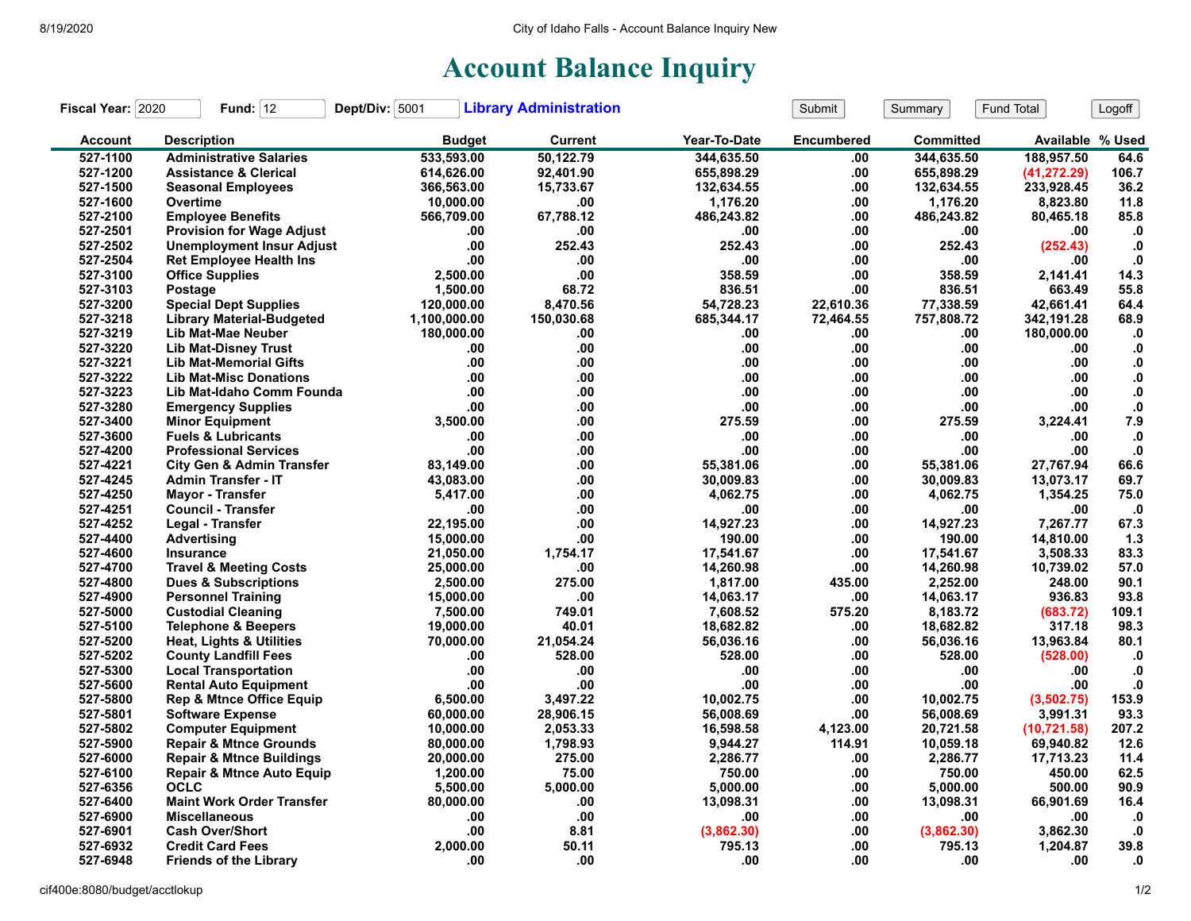# Account Balance Inquiry

**Fiscal Year:** 2020 **Fund:** 12 **Dept/Div:** 5001 **Library Administration**

| Account | Description | Budget | Current | Year-To-Date | Encumbered | Committed | Available | % Used |
|---|---|---|---|---|---|---|---|---|
| 527-1100 | Administrative Salaries | 533,593.00 | 50,122.79 | 344,635.50 | .00 | 344,635.50 | 188,957.50 | 64.6 |
| 527-1200 | Assistance & Clerical | 614,626.00 | 92,401.90 | 655,898.29 | .00 | 655,898.29 | (41,272.29) | 106.7 |
| 527-1500 | Seasonal Employees | 366,563.00 | 15,733.67 | 132,634.55 | .00 | 132,634.55 | 233,928.45 | 36.2 |
| 527-1600 | Overtime | 10,000.00 | .00 | 1,176.20 | .00 | 1,176.20 | 8,823.80 | 11.8 |
| 527-2100 | Employee Benefits | 566,709.00 | 67,788.12 | 486,243.82 | .00 | 486,243.82 | 80,465.18 | 85.8 |
| 527-2501 | Provision for Wage Adjust | .00 | .00 | .00 | .00 | .00 | .00 | .0 |
| 527-2502 | Unemployment Insur Adjust | .00 | 252.43 | 252.43 | .00 | 252.43 | (252.43) | .0 |
| 527-2504 | Ret Employee Health Ins | .00 | .00 | .00 | .00 | .00 | .00 | .0 |
| 527-3100 | Office Supplies | 2,500.00 | .00 | 358.59 | .00 | 358.59 | 2,141.41 | 14.3 |
| 527-3103 | Postage | 1,500.00 | 68.72 | 836.51 | .00 | 836.51 | 663.49 | 55.8 |
| 527-3200 | Special Dept Supplies | 120,000.00 | 8,470.56 | 54,728.23 | 22,610.36 | 77,338.59 | 42,661.41 | 64.4 |
| 527-3218 | Library Material-Budgeted | 1,100,000.00 | 150,030.68 | 685,344.17 | 72,464.55 | 757,808.72 | 342,191.28 | 68.9 |
| 527-3219 | Lib Mat-Mae Neuber | 180,000.00 | .00 | .00 | .00 | .00 | 180,000.00 | .0 |
| 527-3220 | Lib Mat-Disney Trust | .00 | .00 | .00 | .00 | .00 | .00 | .0 |
| 527-3221 | Lib Mat-Memorial Gifts | .00 | .00 | .00 | .00 | .00 | .00 | .0 |
| 527-3222 | Lib Mat-Misc Donations | .00 | .00 | .00 | .00 | .00 | .00 | .0 |
| 527-3223 | Lib Mat-Idaho Comm Founda | .00 | .00 | .00 | .00 | .00 | .00 | .0 |
| 527-3280 | Emergency Supplies | .00 | .00 | .00 | .00 | .00 | .00 | .0 |
| 527-3400 | Minor Equipment | 3,500.00 | .00 | 275.59 | .00 | 275.59 | 3,224.41 | 7.9 |
| 527-3600 | Fuels & Lubricants | .00 | .00 | .00 | .00 | .00 | .00 | .0 |
| 527-4200 | Professional Services | .00 | .00 | .00 | .00 | .00 | .00 | .0 |
| 527-4221 | City Gen & Admin Transfer | 83,149.00 | .00 | 55,381.06 | .00 | 55,381.06 | 27,767.94 | 66.6 |
| 527-4245 | Admin Transfer - IT | 43,083.00 | .00 | 30,009.83 | .00 | 30,009.83 | 13,073.17 | 69.7 |
| 527-4250 | Mayor - Transfer | 5,417.00 | .00 | 4,062.75 | .00 | 4,062.75 | 1,354.25 | 75.0 |
| 527-4251 | Council - Transfer | .00 | .00 | .00 | .00 | .00 | .00 | .0 |
| 527-4252 | Legal - Transfer | 22,195.00 | .00 | 14,927.23 | .00 | 14,927.23 | 7,267.77 | 67.3 |
| 527-4400 | Advertising | 15,000.00 | .00 | 190.00 | .00 | 190.00 | 14,810.00 | 1.3 |
| 527-4600 | Insurance | 21,050.00 | 1,754.17 | 17,541.67 | .00 | 17,541.67 | 3,508.33 | 83.3 |
| 527-4700 | Travel & Meeting Costs | 25,000.00 | .00 | 14,260.98 | .00 | 14,260.98 | 10,739.02 | 57.0 |
| 527-4800 | Dues & Subscriptions | 2,500.00 | 275.00 | 1,817.00 | 435.00 | 2,252.00 | 248.00 | 90.1 |
| 527-4900 | Personnel Training | 15,000.00 | .00 | 14,063.17 | .00 | 14,063.17 | 936.83 | 93.8 |
| 527-5000 | Custodial Cleaning | 7,500.00 | 749.01 | 7,608.52 | 575.20 | 8,183.72 | (683.72) | 109.1 |
| 527-5100 | Telephone & Beepers | 19,000.00 | 40.01 | 18,682.82 | .00 | 18,682.82 | 317.18 | 98.3 |
| 527-5200 | Heat, Lights & Utilities | 70,000.00 | 21,054.24 | 56,036.16 | .00 | 56,036.16 | 13,963.84 | 80.1 |
| 527-5202 | County Landfill Fees | .00 | 528.00 | 528.00 | .00 | 528.00 | (528.00) | .0 |
| 527-5300 | Local Transportation | .00 | .00 | .00 | .00 | .00 | .00 | .0 |
| 527-5600 | Rental Auto Equipment | .00 | .00 | .00 | .00 | .00 | .00 | .0 |
| 527-5800 | Rep & Mtnce Office Equip | 6,500.00 | 3,497.22 | 10,002.75 | .00 | 10,002.75 | (3,502.75) | 153.9 |
| 527-5801 | Software Expense | 60,000.00 | 28,906.15 | 56,008.69 | .00 | 56,008.69 | 3,991.31 | 93.3 |
| 527-5802 | Computer Equipment | 10,000.00 | 2,053.33 | 16,598.58 | 4,123.00 | 20,721.58 | (10,721.58) | 207.2 |
| 527-5900 | Repair & Mtnce Grounds | 80,000.00 | 1,798.93 | 9,944.27 | 114.91 | 10,059.18 | 69,940.82 | 12.6 |
| 527-6000 | Repair & Mtnce Buildings | 20,000.00 | 275.00 | 2,286.77 | .00 | 2,286.77 | 17,713.23 | 11.4 |
| 527-6100 | Repair & Mtnce Auto Equip | 1,200.00 | 75.00 | 750.00 | .00 | 750.00 | 450.00 | 62.5 |
| 527-6356 | OCLC | 5,500.00 | 5,000.00 | 5,000.00 | .00 | 5,000.00 | 500.00 | 90.9 |
| 527-6400 | Maint Work Order Transfer | 80,000.00 | .00 | 13,098.31 | .00 | 13,098.31 | 66,901.69 | 16.4 |
| 527-6900 | Miscellaneous | .00 | .00 | .00 | .00 | .00 | .00 | .0 |
| 527-6901 | Cash Over/Short | .00 | 8.81 | (3,862.30) | .00 | (3,862.30) | 3,862.30 | .0 |
| 527-6932 | Credit Card Fees | 2,000.00 | 50.11 | 795.13 | .00 | 795.13 | 1,204.87 | 39.8 |
| 527-6948 | Friends of the Library | .00 | .00 | .00 | .00 | .00 | .00 | .0 |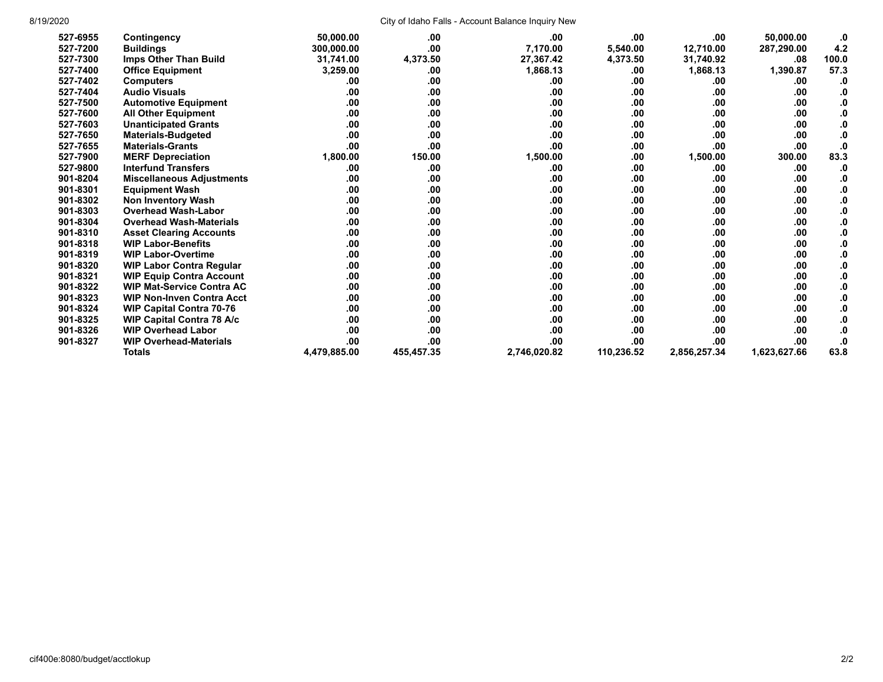| | | | | | | | | |
|---|---|---|---|---|---|---|---|---|
| 527-6955 | **Contingency** | 50,000.00 | .00 | .00 | .00 | .00 | 50,000.00 | .0 |
| 527-7200 | **Buildings** | 300,000.00 | .00 | 7,170.00 | 5,540.00 | 12,710.00 | 287,290.00 | 4.2 |
| 527-7300 | **Imps Other Than Build** | 31,741.00 | 4,373.50 | 27,367.42 | 4,373.50 | 31,740.92 | .08 | 100.0 |
| 527-7400 | **Office Equipment** | 3,259.00 | .00 | 1,868.13 | .00 | 1,868.13 | 1,390.87 | 57.3 |
| 527-7402 | **Computers** | .00 | .00 | .00 | .00 | .00 | .00 | .0 |
| 527-7404 | **Audio Visuals** | .00 | .00 | .00 | .00 | .00 | .00 | .0 |
| 527-7500 | **Automotive Equipment** | .00 | .00 | .00 | .00 | .00 | .00 | .0 |
| 527-7600 | **All Other Equipment** | .00 | .00 | .00 | .00 | .00 | .00 | .0 |
| 527-7603 | **Unanticipated Grants** | .00 | .00 | .00 | .00 | .00 | .00 | .0 |
| 527-7650 | **Materials-Budgeted** | .00 | .00 | .00 | .00 | .00 | .00 | .0 |
| 527-7655 | **Materials-Grants** | .00 | .00 | .00 | .00 | .00 | .00 | .0 |
| 527-7900 | **MERF Depreciation** | 1,800.00 | 150.00 | 1,500.00 | .00 | 1,500.00 | 300.00 | 83.3 |
| 527-9800 | **Interfund Transfers** | .00 | .00 | .00 | .00 | .00 | .00 | .0 |
| 901-8204 | **Miscellaneous Adjustments** | .00 | .00 | .00 | .00 | .00 | .00 | .0 |
| 901-8301 | **Equipment Wash** | .00 | .00 | .00 | .00 | .00 | .00 | .0 |
| 901-8302 | **Non Inventory Wash** | .00 | .00 | .00 | .00 | .00 | .00 | .0 |
| 901-8303 | **Overhead Wash-Labor** | .00 | .00 | .00 | .00 | .00 | .00 | .0 |
| 901-8304 | **Overhead Wash-Materials** | .00 | .00 | .00 | .00 | .00 | .00 | .0 |
| 901-8310 | **Asset Clearing Accounts** | .00 | .00 | .00 | .00 | .00 | .00 | .0 |
| 901-8318 | **WIP Labor-Benefits** | .00 | .00 | .00 | .00 | .00 | .00 | .0 |
| 901-8319 | **WIP Labor-Overtime** | .00 | .00 | .00 | .00 | .00 | .00 | .0 |
| 901-8320 | **WIP Labor Contra Regular** | .00 | .00 | .00 | .00 | .00 | .00 | .0 |
| 901-8321 | **WIP Equip Contra Account** | .00 | .00 | .00 | .00 | .00 | .00 | .0 |
| 901-8322 | **WIP Mat-Service Contra AC** | .00 | .00 | .00 | .00 | .00 | .00 | .0 |
| 901-8323 | **WIP Non-Inven Contra Acct** | .00 | .00 | .00 | .00 | .00 | .00 | .0 |
| 901-8324 | **WIP Capital Contra 70-76** | .00 | .00 | .00 | .00 | .00 | .00 | .0 |
| 901-8325 | **WIP Capital Contra 78 A/c** | .00 | .00 | .00 | .00 | .00 | .00 | .0 |
| 901-8326 | **WIP Overhead Labor** | .00 | .00 | .00 | .00 | .00 | .00 | .0 |
| 901-8327 | **WIP Overhead-Materials** | .00 | .00 | .00 | .00 | .00 | .00 | .0 |
| | **Totals** | 4,479,885.00 | 455,457.35 | 2,746,020.82 | 110,236.52 | 2,856,257.34 | 1,623,627.66 | 63.8 |